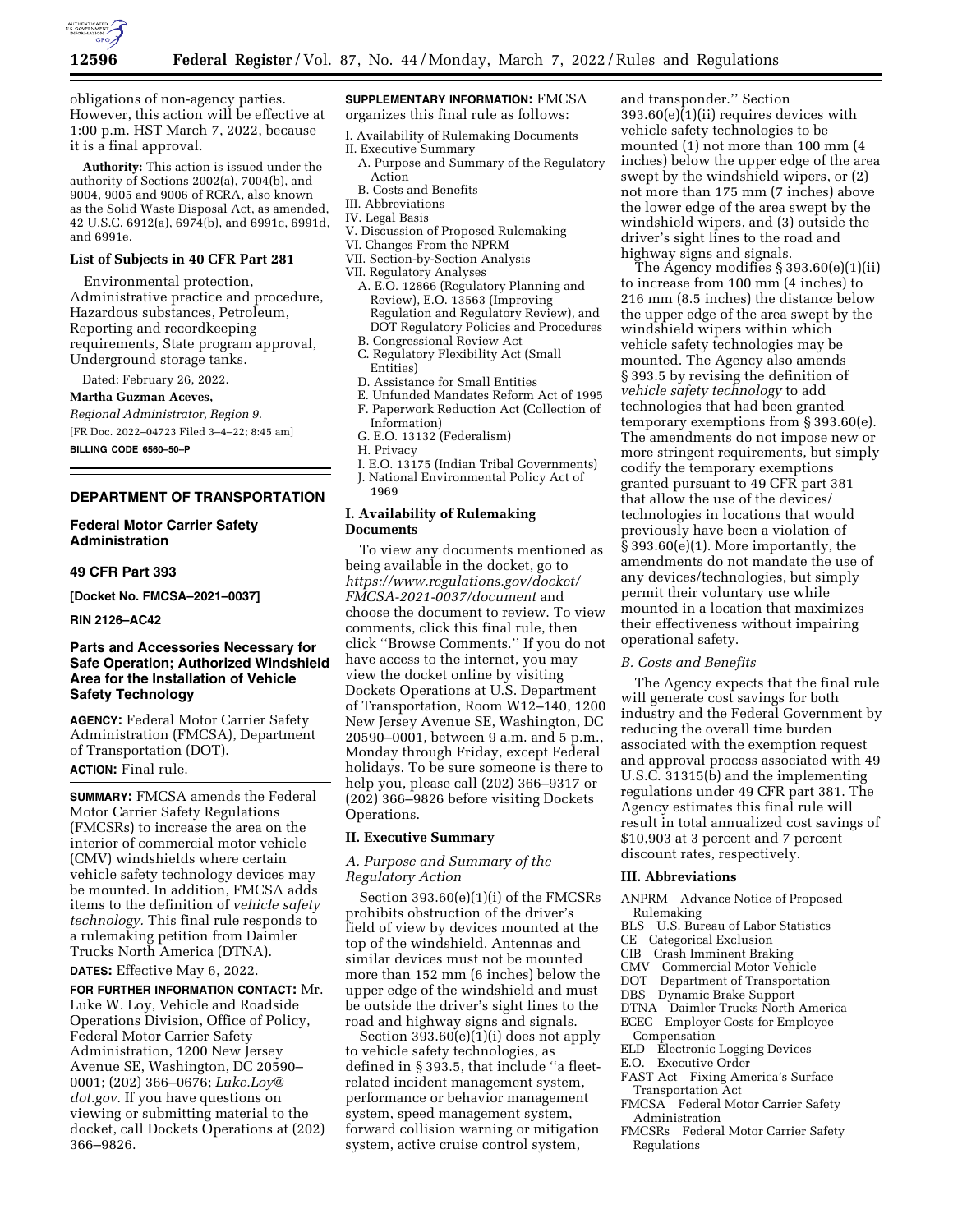obligations of non-agency parties. However, this action will be effective at 1:00 p.m. HST March 7, 2022, because it is a final approval.

**Authority:** This action is issued under the authority of Sections 2002(a), 7004(b), and 9004, 9005 and 9006 of RCRA, also known as the Solid Waste Disposal Act, as amended, 42 U.S.C. 6912(a), 6974(b), and 6991c, 6991d, and 6991e.

### List of Subjects in 40 CFR Part 281

Environmental protection, Administrative practice and procedure, Hazardous substances, Petroleum, Reporting and recordkeeping requirements, State program approval, Underground storage tanks.

Dated: February 26, 2022.

**Martha Guzman Aceves,**

*Regional Administrator, Region 9.*

[FR Doc. 2022–04723 Filed 3–4–22; 8:45 am]

**BILLING CODE 6560–50–P**

## DEPARTMENT OF TRANSPORTATION

### Federal Motor Carrier Safety Administration

### 49 CFR Part 393

**[Docket No. FMCSA–2021–0037]**

**RIN 2126–AC42**

## Parts and Accessories Necessary for Safe Operation; Authorized Windshield Area for the Installation of Vehicle Safety Technology

**AGENCY:** Federal Motor Carrier Safety Administration (FMCSA), Department of Transportation (DOT).

**ACTION:** Final rule.

**SUMMARY:** FMCSA amends the Federal Motor Carrier Safety Regulations (FMCSRs) to increase the area on the interior of commercial motor vehicle (CMV) windshields where certain vehicle safety technology devices may be mounted. In addition, FMCSA adds items to the definition of *vehicle safety technology.* This final rule responds to a rulemaking petition from Daimler Trucks North America (DTNA).

**DATES:** Effective May 6, 2022.

**FOR FURTHER INFORMATION CONTACT:** Mr. Luke W. Loy, Vehicle and Roadside Operations Division, Office of Policy, Federal Motor Carrier Safety Administration, 1200 New Jersey Avenue SE, Washington, DC 20590–0001; (202) 366–0676; *Luke.Loy@dot.gov.* If you have questions on viewing or submitting material to the docket, call Dockets Operations at (202) 366–9826.

**SUPPLEMENTARY INFORMATION:** FMCSA organizes this final rule as follows:

- I. Availability of Rulemaking Documents
- II. Executive Summary
  - A. Purpose and Summary of the Regulatory Action
  - B. Costs and Benefits
- III. Abbreviations
- IV. Legal Basis
- V. Discussion of Proposed Rulemaking
- VI. Changes From the NPRM
- VII. Section-by-Section Analysis
- VII. Regulatory Analyses
  - A. E.O. 12866 (Regulatory Planning and Review), E.O. 13563 (Improving Regulation and Regulatory Review), and DOT Regulatory Policies and Procedures
  - B. Congressional Review Act
  - C. Regulatory Flexibility Act (Small Entities)
  - D. Assistance for Small Entities
  - E. Unfunded Mandates Reform Act of 1995
  - F. Paperwork Reduction Act (Collection of Information)
  - G. E.O. 13132 (Federalism)
  - H. Privacy
  - I. E.O. 13175 (Indian Tribal Governments)
  - J. National Environmental Policy Act of 1969

## I. Availability of Rulemaking Documents

To view any documents mentioned as being available in the docket, go to *https://www.regulations.gov/docket/FMCSA-2021-0037/document* and choose the document to review. To view comments, click this final rule, then click ''Browse Comments.'' If you do not have access to the internet, you may view the docket online by visiting Dockets Operations at U.S. Department of Transportation, Room W12–140, 1200 New Jersey Avenue SE, Washington, DC 20590–0001, between 9 a.m. and 5 p.m., Monday through Friday, except Federal holidays. To be sure someone is there to help you, please call (202) 366–9317 or (202) 366–9826 before visiting Dockets Operations.

## II. Executive Summary

### *A. Purpose and Summary of the Regulatory Action*

Section 393.60(e)(1)(i) of the FMCSRs prohibits obstruction of the driver's field of view by devices mounted at the top of the windshield. Antennas and similar devices must not be mounted more than 152 mm (6 inches) below the upper edge of the windshield and must be outside the driver's sight lines to the road and highway signs and signals.

Section 393.60(e)(1)(i) does not apply to vehicle safety technologies, as defined in § 393.5, that include ''a fleet-related incident management system, performance or behavior management system, speed management system, forward collision warning or mitigation system, active cruise control system, and transponder.'' Section 393.60(e)(1)(ii) requires devices with vehicle safety technologies to be mounted (1) not more than 100 mm (4 inches) below the upper edge of the area swept by the windshield wipers, or (2) not more than 175 mm (7 inches) above the lower edge of the area swept by the windshield wipers, and (3) outside the driver's sight lines to the road and highway signs and signals.

The Agency modifies § 393.60(e)(1)(ii) to increase from 100 mm (4 inches) to 216 mm (8.5 inches) the distance below the upper edge of the area swept by the windshield wipers within which vehicle safety technologies may be mounted. The Agency also amends § 393.5 by revising the definition of *vehicle safety technology* to add technologies that had been granted temporary exemptions from § 393.60(e). The amendments do not impose new or more stringent requirements, but simply codify the temporary exemptions granted pursuant to 49 CFR part 381 that allow the use of the devices/technologies in locations that would previously have been a violation of § 393.60(e)(1). More importantly, the amendments do not mandate the use of any devices/technologies, but simply permit their voluntary use while mounted in a location that maximizes their effectiveness without impairing operational safety.

### *B. Costs and Benefits*

The Agency expects that the final rule will generate cost savings for both industry and the Federal Government by reducing the overall time burden associated with the exemption request and approval process associated with 49 U.S.C. 31315(b) and the implementing regulations under 49 CFR part 381. The Agency estimates this final rule will result in total annualized cost savings of $10,903 at 3 percent and 7 percent discount rates, respectively.

## III. Abbreviations

ANPRM Advance Notice of Proposed Rulemaking
BLS U.S. Bureau of Labor Statistics
CE Categorical Exclusion
CIB Crash Imminent Braking
CMV Commercial Motor Vehicle
DOT Department of Transportation
DBS Dynamic Brake Support
DTNA Daimler Trucks North America
ECEC Employer Costs for Employee Compensation
ELD Electronic Logging Devices
E.O. Executive Order
FAST Act Fixing America's Surface Transportation Act
FMCSA Federal Motor Carrier Safety Administration
FMCSRs Federal Motor Carrier Safety Regulations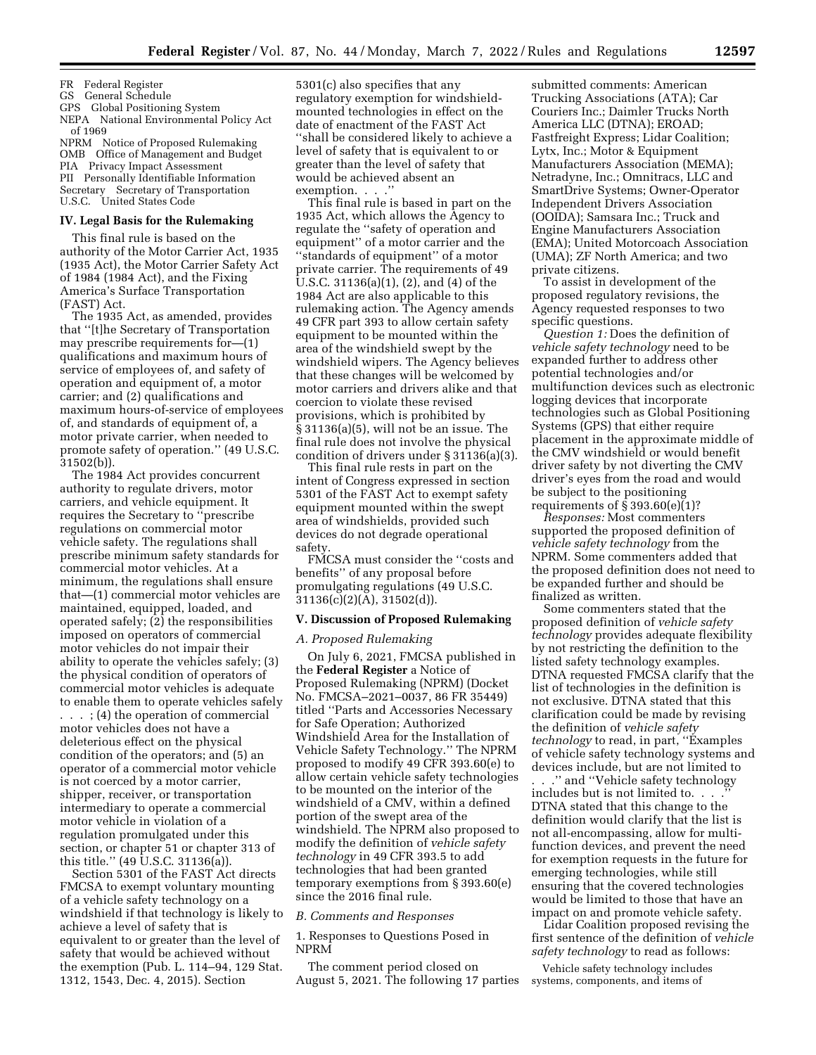FR Federal Register
GS General Schedule
GPS Global Positioning System
NEPA National Environmental Policy Act of 1969
NPRM Notice of Proposed Rulemaking
OMB Office of Management and Budget
PIA Privacy Impact Assessment
PII Personally Identifiable Information
Secretary Secretary of Transportation
U.S.C. United States Code

## IV. Legal Basis for the Rulemaking

This final rule is based on the authority of the Motor Carrier Act, 1935 (1935 Act), the Motor Carrier Safety Act of 1984 (1984 Act), and the Fixing America's Surface Transportation (FAST) Act.

The 1935 Act, as amended, provides that ''[t]he Secretary of Transportation may prescribe requirements for—(1) qualifications and maximum hours of service of employees of, and safety of operation and equipment of, a motor carrier; and (2) qualifications and maximum hours-of-service of employees of, and standards of equipment of, a motor private carrier, when needed to promote safety of operation.'' (49 U.S.C. 31502(b)).

The 1984 Act provides concurrent authority to regulate drivers, motor carriers, and vehicle equipment. It requires the Secretary to ''prescribe regulations on commercial motor vehicle safety. The regulations shall prescribe minimum safety standards for commercial motor vehicles. At a minimum, the regulations shall ensure that—(1) commercial motor vehicles are maintained, equipped, loaded, and operated safely; (2) the responsibilities imposed on operators of commercial motor vehicles do not impair their ability to operate the vehicles safely; (3) the physical condition of operators of commercial motor vehicles is adequate to enable them to operate vehicles safely . . . ; (4) the operation of commercial motor vehicles does not have a deleterious effect on the physical condition of the operators; and (5) an operator of a commercial motor vehicle is not coerced by a motor carrier, shipper, receiver, or transportation intermediary to operate a commercial motor vehicle in violation of a regulation promulgated under this section, or chapter 51 or chapter 313 of this title.'' (49 U.S.C. 31136(a)).

Section 5301 of the FAST Act directs FMCSA to exempt voluntary mounting of a vehicle safety technology on a windshield if that technology is likely to achieve a level of safety that is equivalent to or greater than the level of safety that would be achieved without the exemption (Pub. L. 114–94, 129 Stat. 1312, 1543, Dec. 4, 2015). Section 5301(c) also specifies that any regulatory exemption for windshield-mounted technologies in effect on the date of enactment of the FAST Act ''shall be considered likely to achieve a level of safety that is equivalent to or greater than the level of safety that would be achieved absent an exemption. . . .''

This final rule is based in part on the 1935 Act, which allows the Agency to regulate the ''safety of operation and equipment'' of a motor carrier and the ''standards of equipment'' of a motor private carrier. The requirements of 49 U.S.C. 31136(a)(1), (2), and (4) of the 1984 Act are also applicable to this rulemaking action. The Agency amends 49 CFR part 393 to allow certain safety equipment to be mounted within the area of the windshield swept by the windshield wipers. The Agency believes that these changes will be welcomed by motor carriers and drivers alike and that coercion to violate these revised provisions, which is prohibited by § 31136(a)(5), will not be an issue. The final rule does not involve the physical condition of drivers under § 31136(a)(3).

This final rule rests in part on the intent of Congress expressed in section 5301 of the FAST Act to exempt safety equipment mounted within the swept area of windshields, provided such devices do not degrade operational safety.

FMCSA must consider the ''costs and benefits'' of any proposal before promulgating regulations (49 U.S.C. 31136(c)(2)(A), 31502(d)).

## V. Discussion of Proposed Rulemaking

### A. Proposed Rulemaking

On July 6, 2021, FMCSA published in the **Federal Register** a Notice of Proposed Rulemaking (NPRM) (Docket No. FMCSA–2021–0037, 86 FR 35449) titled ''Parts and Accessories Necessary for Safe Operation; Authorized Windshield Area for the Installation of Vehicle Safety Technology.'' The NPRM proposed to modify 49 CFR 393.60(e) to allow certain vehicle safety technologies to be mounted on the interior of the windshield of a CMV, within a defined portion of the swept area of the windshield. The NPRM also proposed to modify the definition of *vehicle safety technology* in 49 CFR 393.5 to add technologies that had been granted temporary exemptions from § 393.60(e) since the 2016 final rule.

### B. Comments and Responses

1. Responses to Questions Posed in NPRM

The comment period closed on August 5, 2021. The following 17 parties submitted comments: American Trucking Associations (ATA); Car Couriers Inc.; Daimler Trucks North America LLC (DTNA); EROAD; Fastfreight Express; Lidar Coalition; Lytx, Inc.; Motor & Equipment Manufacturers Association (MEMA); Netradyne, Inc.; Omnitracs, LLC and SmartDrive Systems; Owner-Operator Independent Drivers Association (OOIDA); Samsara Inc.; Truck and Engine Manufacturers Association (EMA); United Motorcoach Association (UMA); ZF North America; and two private citizens.

To assist in development of the proposed regulatory revisions, the Agency requested responses to two specific questions.

*Question 1:* Does the definition of *vehicle safety technology* need to be expanded further to address other potential technologies and/or multifunction devices such as electronic logging devices that incorporate technologies such as Global Positioning Systems (GPS) that either require placement in the approximate middle of the CMV windshield or would benefit driver safety by not diverting the CMV driver's eyes from the road and would be subject to the positioning requirements of § 393.60(e)(1)?

*Responses:* Most commenters supported the proposed definition of *vehicle safety technology* from the NPRM. Some commenters added that the proposed definition does not need to be expanded further and should be finalized as written.

Some commenters stated that the proposed definition of *vehicle safety technology* provides adequate flexibility by not restricting the definition to the listed safety technology examples. DTNA requested FMCSA clarify that the list of technologies in the definition is not exclusive. DTNA stated that this clarification could be made by revising the definition of *vehicle safety technology* to read, in part, ''Examples of vehicle safety technology systems and devices include, but are not limited to . . .'' and ''Vehicle safety technology includes but is not limited to. . . .'' DTNA stated that this change to the definition would clarify that the list is not all-encompassing, allow for multi-function devices, and prevent the need for exemption requests in the future for emerging technologies, while still ensuring that the covered technologies would be limited to those that have an impact on and promote vehicle safety.

Lidar Coalition proposed revising the first sentence of the definition of *vehicle safety technology* to read as follows:

Vehicle safety technology includes systems, components, and items of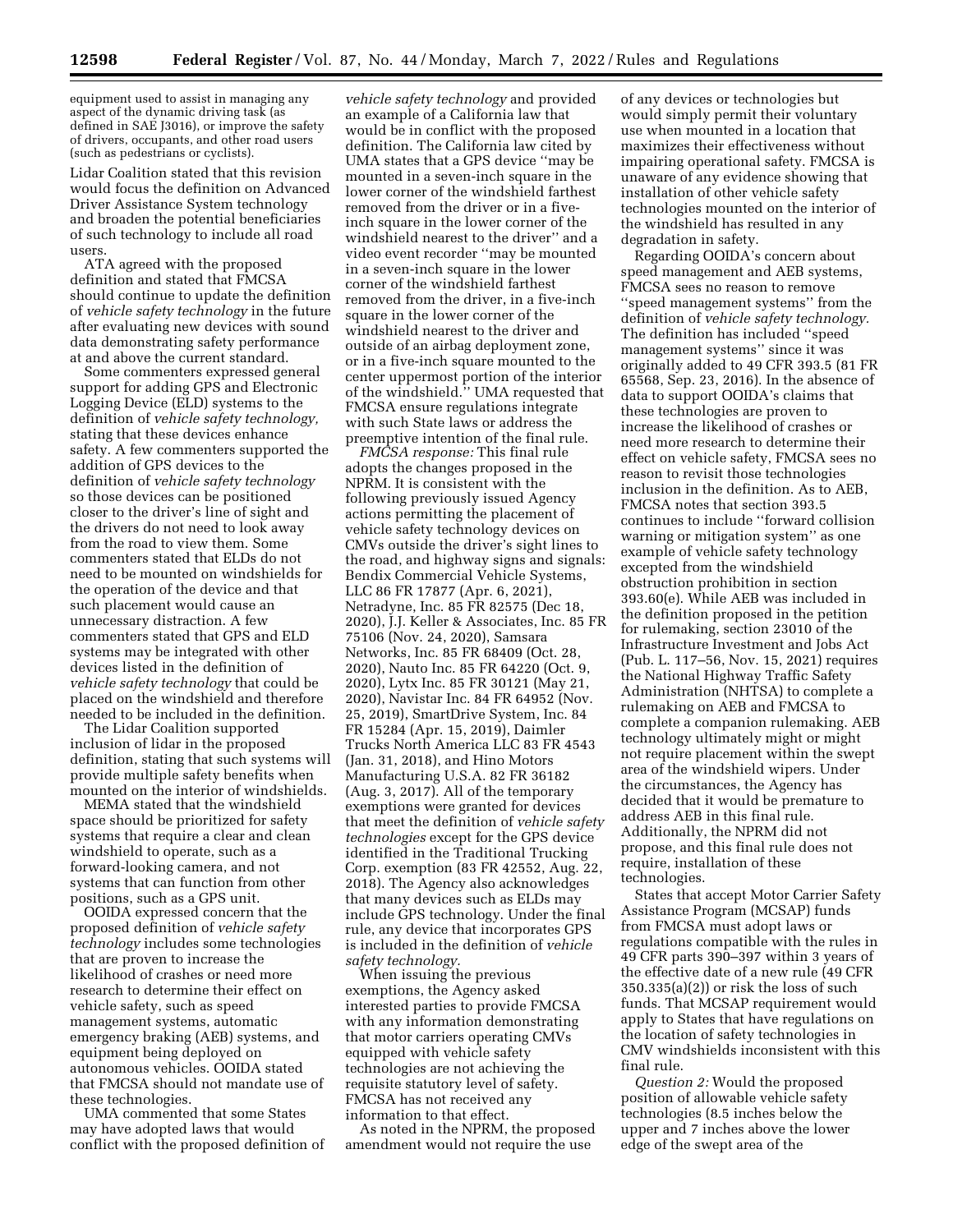equipment used to assist in managing any aspect of the dynamic driving task (as defined in SAE J3016), or improve the safety of drivers, occupants, and other road users (such as pedestrians or cyclists).

Lidar Coalition stated that this revision would focus the definition on Advanced Driver Assistance System technology and broaden the potential beneficiaries of such technology to include all road users.

ATA agreed with the proposed definition and stated that FMCSA should continue to update the definition of *vehicle safety technology* in the future after evaluating new devices with sound data demonstrating safety performance at and above the current standard.

Some commenters expressed general support for adding GPS and Electronic Logging Device (ELD) systems to the definition of *vehicle safety technology,* stating that these devices enhance safety. A few commenters supported the addition of GPS devices to the definition of *vehicle safety technology* so those devices can be positioned closer to the driver's line of sight and the drivers do not need to look away from the road to view them. Some commenters stated that ELDs do not need to be mounted on windshields for the operation of the device and that such placement would cause an unnecessary distraction. A few commenters stated that GPS and ELD systems may be integrated with other devices listed in the definition of *vehicle safety technology* that could be placed on the windshield and therefore needed to be included in the definition.

The Lidar Coalition supported inclusion of lidar in the proposed definition, stating that such systems will provide multiple safety benefits when mounted on the interior of windshields.

MEMA stated that the windshield space should be prioritized for safety systems that require a clear and clean windshield to operate, such as a forward-looking camera, and not systems that can function from other positions, such as a GPS unit.

OOIDA expressed concern that the proposed definition of *vehicle safety technology* includes some technologies that are proven to increase the likelihood of crashes or need more research to determine their effect on vehicle safety, such as speed management systems, automatic emergency braking (AEB) systems, and equipment being deployed on autonomous vehicles. OOIDA stated that FMCSA should not mandate use of these technologies.

UMA commented that some States may have adopted laws that would conflict with the proposed definition of *vehicle safety technology* and provided an example of a California law that would be in conflict with the proposed definition. The California law cited by UMA states that a GPS device ''may be mounted in a seven-inch square in the lower corner of the windshield farthest removed from the driver or in a five-inch square in the lower corner of the windshield nearest to the driver'' and a video event recorder ''may be mounted in a seven-inch square in the lower corner of the windshield farthest removed from the driver, in a five-inch square in the lower corner of the windshield nearest to the driver and outside of an airbag deployment zone, or in a five-inch square mounted to the center uppermost portion of the interior of the windshield.'' UMA requested that FMCSA ensure regulations integrate with such State laws or address the preemptive intention of the final rule.

*FMCSA response:* This final rule adopts the changes proposed in the NPRM. It is consistent with the following previously issued Agency actions permitting the placement of vehicle safety technology devices on CMVs outside the driver's sight lines to the road, and highway signs and signals: Bendix Commercial Vehicle Systems, LLC 86 FR 17877 (Apr. 6, 2021), Netradyne, Inc. 85 FR 82575 (Dec 18, 2020), J.J. Keller & Associates, Inc. 85 FR 75106 (Nov. 24, 2020), Samsara Networks, Inc. 85 FR 68409 (Oct. 28, 2020), Nauto Inc. 85 FR 64220 (Oct. 9, 2020), Lytx Inc. 85 FR 30121 (May 21, 2020), Navistar Inc. 84 FR 64952 (Nov. 25, 2019), SmartDrive System, Inc. 84 FR 15284 (Apr. 15, 2019), Daimler Trucks North America LLC 83 FR 4543 (Jan. 31, 2018), and Hino Motors Manufacturing U.S.A. 82 FR 36182 (Aug. 3, 2017). All of the temporary exemptions were granted for devices that meet the definition of *vehicle safety technologies* except for the GPS device identified in the Traditional Trucking Corp. exemption (83 FR 42552, Aug. 22, 2018). The Agency also acknowledges that many devices such as ELDs may include GPS technology. Under the final rule, any device that incorporates GPS is included in the definition of *vehicle safety technology.*

When issuing the previous exemptions, the Agency asked interested parties to provide FMCSA with any information demonstrating that motor carriers operating CMVs equipped with vehicle safety technologies are not achieving the requisite statutory level of safety. FMCSA has not received any information to that effect.

As noted in the NPRM, the proposed amendment would not require the use of any devices or technologies but would simply permit their voluntary use when mounted in a location that maximizes their effectiveness without impairing operational safety. FMCSA is unaware of any evidence showing that installation of other vehicle safety technologies mounted on the interior of the windshield has resulted in any degradation in safety.

Regarding OOIDA's concern about speed management and AEB systems, FMCSA sees no reason to remove ''speed management systems'' from the definition of *vehicle safety technology.* The definition has included ''speed management systems'' since it was originally added to 49 CFR 393.5 (81 FR 65568, Sep. 23, 2016). In the absence of data to support OOIDA's claims that these technologies are proven to increase the likelihood of crashes or need more research to determine their effect on vehicle safety, FMCSA sees no reason to revisit those technologies inclusion in the definition. As to AEB, FMCSA notes that section 393.5 continues to include ''forward collision warning or mitigation system'' as one example of vehicle safety technology excepted from the windshield obstruction prohibition in section 393.60(e). While AEB was included in the definition proposed in the petition for rulemaking, section 23010 of the Infrastructure Investment and Jobs Act (Pub. L. 117–56, Nov. 15, 2021) requires the National Highway Traffic Safety Administration (NHTSA) to complete a rulemaking on AEB and FMCSA to complete a companion rulemaking. AEB technology ultimately might or might not require placement within the swept area of the windshield wipers. Under the circumstances, the Agency has decided that it would be premature to address AEB in this final rule. Additionally, the NPRM did not propose, and this final rule does not require, installation of these technologies.

States that accept Motor Carrier Safety Assistance Program (MCSAP) funds from FMCSA must adopt laws or regulations compatible with the rules in 49 CFR parts 390–397 within 3 years of the effective date of a new rule (49 CFR 350.335(a)(2)) or risk the loss of such funds. That MCSAP requirement would apply to States that have regulations on the location of safety technologies in CMV windshields inconsistent with this final rule.

*Question 2:* Would the proposed position of allowable vehicle safety technologies (8.5 inches below the upper and 7 inches above the lower edge of the swept area of the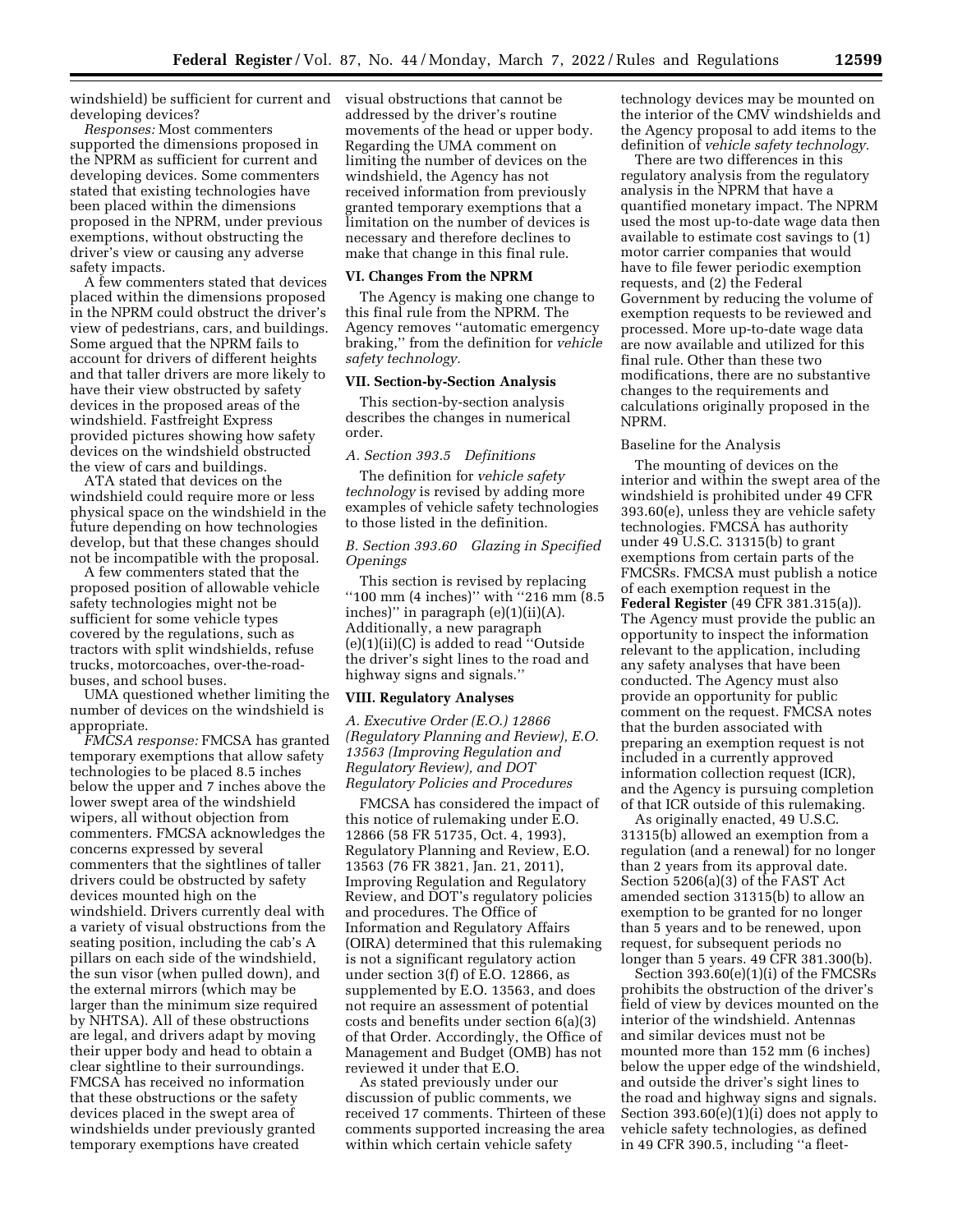windshield) be sufficient for current and developing devices?

*Responses:* Most commenters supported the dimensions proposed in the NPRM as sufficient for current and developing devices. Some commenters stated that existing technologies have been placed within the dimensions proposed in the NPRM, under previous exemptions, without obstructing the driver's view or causing any adverse safety impacts.

A few commenters stated that devices placed within the dimensions proposed in the NPRM could obstruct the driver's view of pedestrians, cars, and buildings. Some argued that the NPRM fails to account for drivers of different heights and that taller drivers are more likely to have their view obstructed by safety devices in the proposed areas of the windshield. Fastfreight Express provided pictures showing how safety devices on the windshield obstructed the view of cars and buildings.

ATA stated that devices on the windshield could require more or less physical space on the windshield in the future depending on how technologies develop, but that these changes should not be incompatible with the proposal.

A few commenters stated that the proposed position of allowable vehicle safety technologies might not be sufficient for some vehicle types covered by the regulations, such as tractors with split windshields, refuse trucks, motorcoaches, over-the-road-buses, and school buses.

UMA questioned whether limiting the number of devices on the windshield is appropriate.

*FMCSA response:* FMCSA has granted temporary exemptions that allow safety technologies to be placed 8.5 inches below the upper and 7 inches above the lower swept area of the windshield wipers, all without objection from commenters. FMCSA acknowledges the concerns expressed by several commenters that the sightlines of taller drivers could be obstructed by safety devices mounted high on the windshield. Drivers currently deal with a variety of visual obstructions from the seating position, including the cab's A pillars on each side of the windshield, the sun visor (when pulled down), and the external mirrors (which may be larger than the minimum size required by NHTSA). All of these obstructions are legal, and drivers adapt by moving their upper body and head to obtain a clear sightline to their surroundings. FMCSA has received no information that these obstructions or the safety devices placed in the swept area of windshields under previously granted temporary exemptions have created visual obstructions that cannot be addressed by the driver's routine movements of the head or upper body. Regarding the UMA comment on limiting the number of devices on the windshield, the Agency has not received information from previously granted temporary exemptions that a limitation on the number of devices is necessary and therefore declines to make that change in this final rule.

## VI. Changes From the NPRM

The Agency is making one change to this final rule from the NPRM. The Agency removes ''automatic emergency braking,'' from the definition for *vehicle safety technology.*

## VII. Section-by-Section Analysis

This section-by-section analysis describes the changes in numerical order.

### *A. Section 393.5 Definitions*

The definition for *vehicle safety technology* is revised by adding more examples of vehicle safety technologies to those listed in the definition.

### *B. Section 393.60 Glazing in Specified Openings*

This section is revised by replacing ''100 mm (4 inches)'' with ''216 mm (8.5 inches)'' in paragraph (e)(1)(ii)(A). Additionally, a new paragraph (e)(1)(ii)(C) is added to read ''Outside the driver's sight lines to the road and highway signs and signals.''

## VIII. Regulatory Analyses

### *A. Executive Order (E.O.) 12866 (Regulatory Planning and Review), E.O. 13563 (Improving Regulation and Regulatory Review), and DOT Regulatory Policies and Procedures*

FMCSA has considered the impact of this notice of rulemaking under E.O. 12866 (58 FR 51735, Oct. 4, 1993), Regulatory Planning and Review, E.O. 13563 (76 FR 3821, Jan. 21, 2011), Improving Regulation and Regulatory Review, and DOT's regulatory policies and procedures. The Office of Information and Regulatory Affairs (OIRA) determined that this rulemaking is not a significant regulatory action under section 3(f) of E.O. 12866, as supplemented by E.O. 13563, and does not require an assessment of potential costs and benefits under section 6(a)(3) of that Order. Accordingly, the Office of Management and Budget (OMB) has not reviewed it under that E.O.

As stated previously under our discussion of public comments, we received 17 comments. Thirteen of these comments supported increasing the area within which certain vehicle safety technology devices may be mounted on the interior of the CMV windshields and the Agency proposal to add items to the definition of *vehicle safety technology.*

There are two differences in this regulatory analysis from the regulatory analysis in the NPRM that have a quantified monetary impact. The NPRM used the most up-to-date wage data then available to estimate cost savings to (1) motor carrier companies that would have to file fewer periodic exemption requests, and (2) the Federal Government by reducing the volume of exemption requests to be reviewed and processed. More up-to-date wage data are now available and utilized for this final rule. Other than these two modifications, there are no substantive changes to the requirements and calculations originally proposed in the NPRM.

Baseline for the Analysis

The mounting of devices on the interior and within the swept area of the windshield is prohibited under 49 CFR 393.60(e), unless they are vehicle safety technologies. FMCSA has authority under 49 U.S.C. 31315(b) to grant exemptions from certain parts of the FMCSRs. FMCSA must publish a notice of each exemption request in the **Federal Register** (49 CFR 381.315(a)). The Agency must provide the public an opportunity to inspect the information relevant to the application, including any safety analyses that have been conducted. The Agency must also provide an opportunity for public comment on the request. FMCSA notes that the burden associated with preparing an exemption request is not included in a currently approved information collection request (ICR), and the Agency is pursuing completion of that ICR outside of this rulemaking.

As originally enacted, 49 U.S.C. 31315(b) allowed an exemption from a regulation (and a renewal) for no longer than 2 years from its approval date. Section 5206(a)(3) of the FAST Act amended section 31315(b) to allow an exemption to be granted for no longer than 5 years and to be renewed, upon request, for subsequent periods no longer than 5 years. 49 CFR 381.300(b).

Section 393.60(e)(1)(i) of the FMCSRs prohibits the obstruction of the driver's field of view by devices mounted on the interior of the windshield. Antennas and similar devices must not be mounted more than 152 mm (6 inches) below the upper edge of the windshield, and outside the driver's sight lines to the road and highway signs and signals. Section 393.60(e)(1)(i) does not apply to vehicle safety technologies, as defined in 49 CFR 390.5, including ''a fleet-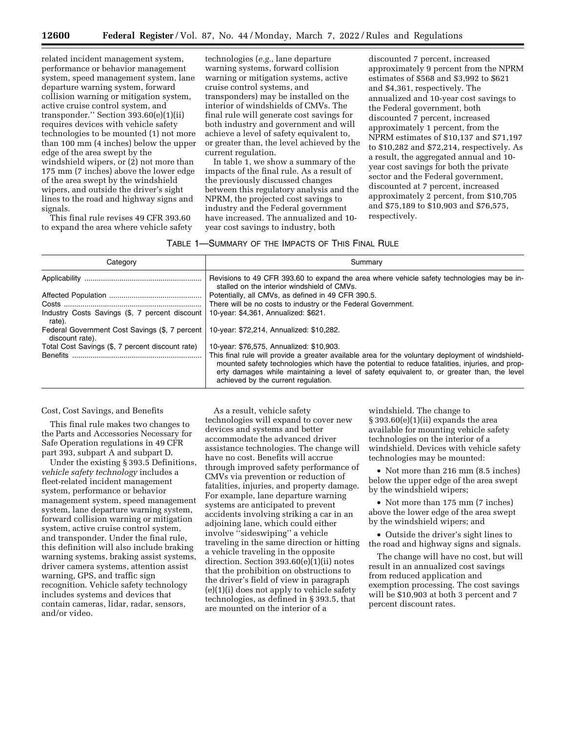related incident management system, performance or behavior management system, speed management system, lane departure warning system, forward collision warning or mitigation system, active cruise control system, and transponder.'' Section 393.60(e)(1)(ii) requires devices with vehicle safety technologies to be mounted (1) not more than 100 mm (4 inches) below the upper edge of the area swept by the windshield wipers, or (2) not more than 175 mm (7 inches) above the lower edge of the area swept by the windshield wipers, and outside the driver's sight lines to the road and highway signs and signals.

This final rule revises 49 CFR 393.60 to expand the area where vehicle safety technologies (*e.g.,* lane departure warning systems, forward collision warning or mitigation systems, active cruise control systems, and transponders) may be installed on the interior of windshields of CMVs. The final rule will generate cost savings for both industry and government and will achieve a level of safety equivalent to, or greater than, the level achieved by the current regulation.

In table 1, we show a summary of the impacts of the final rule. As a result of the previously discussed changes between this regulatory analysis and the NPRM, the projected cost savings to industry and the Federal government have increased. The annualized and 10-year cost savings to industry, both discounted 7 percent, increased approximately 9 percent from the NPRM estimates of $568 and $3,992 to $621 and $4,361, respectively. The annualized and 10-year cost savings to the Federal government, both discounted 7 percent, increased approximately 1 percent, from the NPRM estimates of $10,137 and $71,197 to $10,282 and $72,214, respectively. As a result, the aggregated annual and 10-year cost savings for both the private sector and the Federal government, discounted at 7 percent, increased approximately 2 percent, from $10,705 and $75,189 to $10,903 and $76,575, respectively.

TABLE 1—SUMMARY OF THE IMPACTS OF THIS FINAL RULE

| Category | Summary |
|---|---|
| Applicability | Revisions to 49 CFR 393.60 to expand the area where vehicle safety technologies may be installed on the interior windshield of CMVs. |
| Affected Population | Potentially, all CMVs, as defined in 49 CFR 390.5. |
| Costs | There will be no costs to industry or the Federal Government. |
| Industry Costs Savings ($, 7 percent discount rate). | 10-year: $4,361, Annualized: $621. |
| Federal Government Cost Savings ($, 7 percent discount rate). | 10-year: $72,214, Annualized: $10,282. |
| Total Cost Savings ($, 7 percent discount rate) | 10-year: $76,575, Annualized: $10,903. |
| Benefits | This final rule will provide a greater available area for the voluntary deployment of windshield-mounted safety technologies which have the potential to reduce fatalities, injuries, and property damages while maintaining a level of safety equivalent to, or greater than, the level achieved by the current regulation. |

Cost, Cost Savings, and Benefits

This final rule makes two changes to the Parts and Accessories Necessary for Safe Operation regulations in 49 CFR part 393, subpart A and subpart D.

Under the existing § 393.5 Definitions, *vehicle safety technology* includes a fleet-related incident management system, performance or behavior management system, speed management system, lane departure warning system, forward collision warning or mitigation system, active cruise control system, and transponder. Under the final rule, this definition will also include braking warning systems, braking assist systems, driver camera systems, attention assist warning, GPS, and traffic sign recognition. Vehicle safety technology includes systems and devices that contain cameras, lidar, radar, sensors, and/or video.

As a result, vehicle safety technologies will expand to cover new devices and systems and better accommodate the advanced driver assistance technologies. The change will have no cost. Benefits will accrue through improved safety performance of CMVs via prevention or reduction of fatalities, injuries, and property damage. For example, lane departure warning systems are anticipated to prevent accidents involving striking a car in an adjoining lane, which could either involve ''sideswiping'' a vehicle traveling in the same direction or hitting a vehicle traveling in the opposite direction. Section 393.60(e)(1)(ii) notes that the prohibition on obstructions to the driver's field of view in paragraph (e)(1)(i) does not apply to vehicle safety technologies, as defined in § 393.5, that are mounted on the interior of a windshield. The change to § 393.60(e)(1)(ii) expands the area available for mounting vehicle safety technologies on the interior of a windshield. Devices with vehicle safety technologies may be mounted:

- Not more than 216 mm (8.5 inches) below the upper edge of the area swept by the windshield wipers;
- Not more than 175 mm (7 inches) above the lower edge of the area swept by the windshield wipers; and
- Outside the driver's sight lines to the road and highway signs and signals.

The change will have no cost, but will result in an annualized cost savings from reduced application and exemption processing. The cost savings will be $10,903 at both 3 percent and 7 percent discount rates.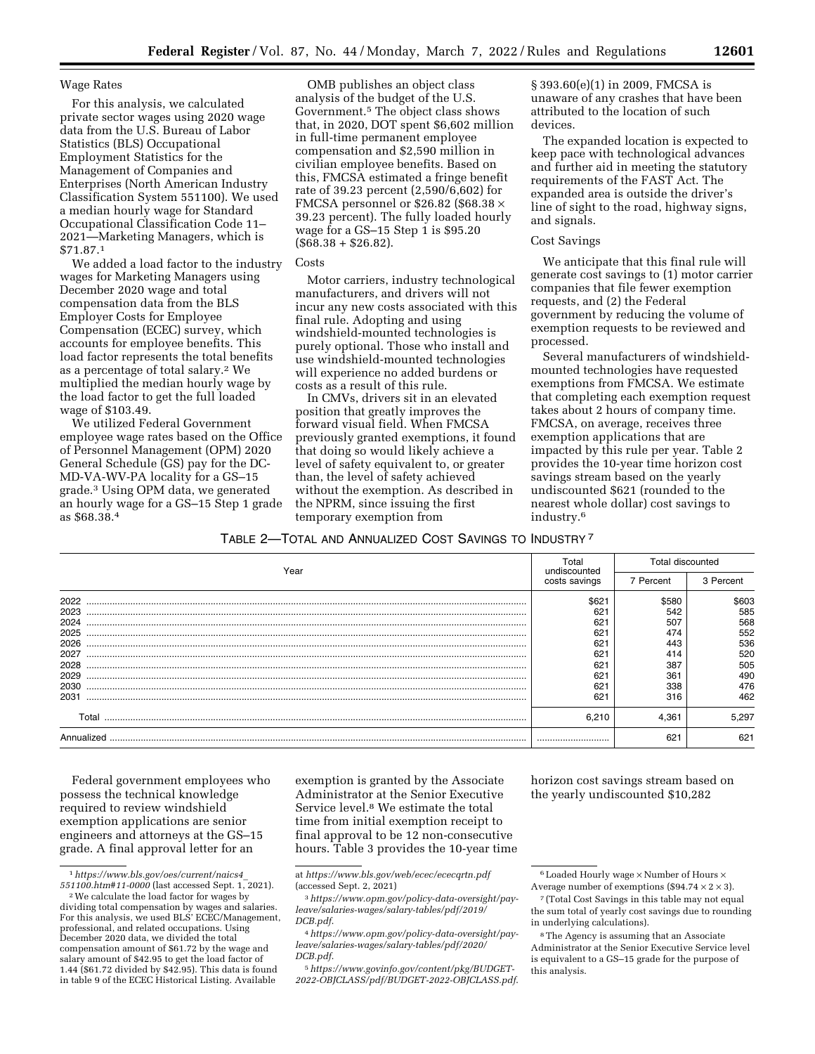Wage Rates

For this analysis, we calculated private sector wages using 2020 wage data from the U.S. Bureau of Labor Statistics (BLS) Occupational Employment Statistics for the Management of Companies and Enterprises (North American Industry Classification System 551100). We used a median hourly wage for Standard Occupational Classification Code 11–2021—Marketing Managers, which is $71.87.[1]

We added a load factor to the industry wages for Marketing Managers using December 2020 wage and total compensation data from the BLS Employer Costs for Employee Compensation (ECEC) survey, which accounts for employee benefits. This load factor represents the total benefits as a percentage of total salary.[2] We multiplied the median hourly wage by the load factor to get the full loaded wage of $103.49.

We utilized Federal Government employee wage rates based on the Office of Personnel Management (OPM) 2020 General Schedule (GS) pay for the DC-MD-VA-WV-PA locality for a GS–15 grade.[3] Using OPM data, we generated an hourly wage for a GS–15 Step 1 grade as $68.38.[4]

OMB publishes an object class analysis of the budget of the U.S. Government.[5] The object class shows that, in 2020, DOT spent $6,602 million in full-time permanent employee compensation and $2,590 million in civilian employee benefits. Based on this, FMCSA estimated a fringe benefit rate of 39.23 percent (2,590/6,602) for FMCSA personnel or $26.82 ($68.38 × 39.23 percent). The fully loaded hourly wage for a GS–15 Step 1 is $95.20 ($68.38 + $26.82).

Costs

Motor carriers, industry technological manufacturers, and drivers will not incur any new costs associated with this final rule. Adopting and using windshield-mounted technologies is purely optional. Those who install and use windshield-mounted technologies will experience no added burdens or costs as a result of this rule.

In CMVs, drivers sit in an elevated position that greatly improves the forward visual field. When FMCSA previously granted exemptions, it found that doing so would likely achieve a level of safety equivalent to, or greater than, the level of safety achieved without the exemption. As described in the NPRM, since issuing the first temporary exemption from § 393.60(e)(1) in 2009, FMCSA is unaware of any crashes that have been attributed to the location of such devices.

The expanded location is expected to keep pace with technological advances and further aid in meeting the statutory requirements of the FAST Act. The expanded area is outside the driver's line of sight to the road, highway signs, and signals.

Cost Savings

We anticipate that this final rule will generate cost savings to (1) motor carrier companies that file fewer exemption requests, and (2) the Federal government by reducing the volume of exemption requests to be reviewed and processed.

Several manufacturers of windshield-mounted technologies have requested exemptions from FMCSA. We estimate that completing each exemption request takes about 2 hours of company time. FMCSA, on average, receives three exemption applications that are impacted by this rule per year. Table 2 provides the 10-year time horizon cost savings stream based on the yearly undiscounted $621 (rounded to the nearest whole dollar) cost savings to industry.[6]

TABLE 2—TOTAL AND ANNUALIZED COST SAVINGS TO INDUSTRY [7]

| Year | Total undiscounted costs savings | Total discounted | |
|---|---|---|---|
| | | 7 Percent | 3 Percent |
| 2022 | $621 | $580 | $603 |
| 2023 | 621 | 542 | 585 |
| 2024 | 621 | 507 | 568 |
| 2025 | 621 | 474 | 552 |
| 2026 | 621 | 443 | 536 |
| 2027 | 621 | 414 | 520 |
| 2028 | 621 | 387 | 505 |
| 2029 | 621 | 361 | 490 |
| 2030 | 621 | 338 | 476 |
| 2031 | 621 | 316 | 462 |
| Total | 6,210 | 4,361 | 5,297 |
| Annualized | | 621 | 621 |

Federal government employees who possess the technical knowledge required to review windshield exemption applications are senior engineers and attorneys at the GS–15 grade. A final approval letter for an exemption is granted by the Associate Administrator at the Senior Executive Service level.[8] We estimate the total time from initial exemption receipt to final approval to be 12 non-consecutive hours. Table 3 provides the 10-year time horizon cost savings stream based on the yearly undiscounted $10,282

---

[1] *https://www.bls.gov/oes/current/naics4_551100.htm#11-0000* (last accessed Sept. 1, 2021).

[2] We calculate the load factor for wages by dividing total compensation by wages and salaries. For this analysis, we used BLS' ECEC/Management, professional, and related occupations. Using December 2020 data, we divided the total compensation amount of $61.72 by the wage and salary amount of $42.95 to get the load factor of 1.44 ($61.72 divided by $42.95). This data is found in table 9 of the ECEC Historical Listing. Available at *https://www.bls.gov/web/ecec/ececqrtn.pdf* (accessed Sept. 2, 2021)

[3] *https://www.opm.gov/policy-data-oversight/pay-leave/salaries-wages/salary-tables/pdf/2019/DCB.pdf*.

[4] *https://www.opm.gov/policy-data-oversight/pay-leave/salaries-wages/salary-tables/pdf/2020/DCB.pdf*.

[5] *https://www.govinfo.gov/content/pkg/BUDGET-2022-OBJCLASS/pdf/BUDGET-2022-OBJCLASS.pdf*.

[6] Loaded Hourly wage × Number of Hours × Average number of exemptions ($94.74 × 2 × 3).

[7] (Total Cost Savings in this table may not equal the sum total of yearly cost savings due to rounding in underlying calculations).

[8] The Agency is assuming that an Associate Administrator at the Senior Executive Service level is equivalent to a GS–15 grade for the purpose of this analysis.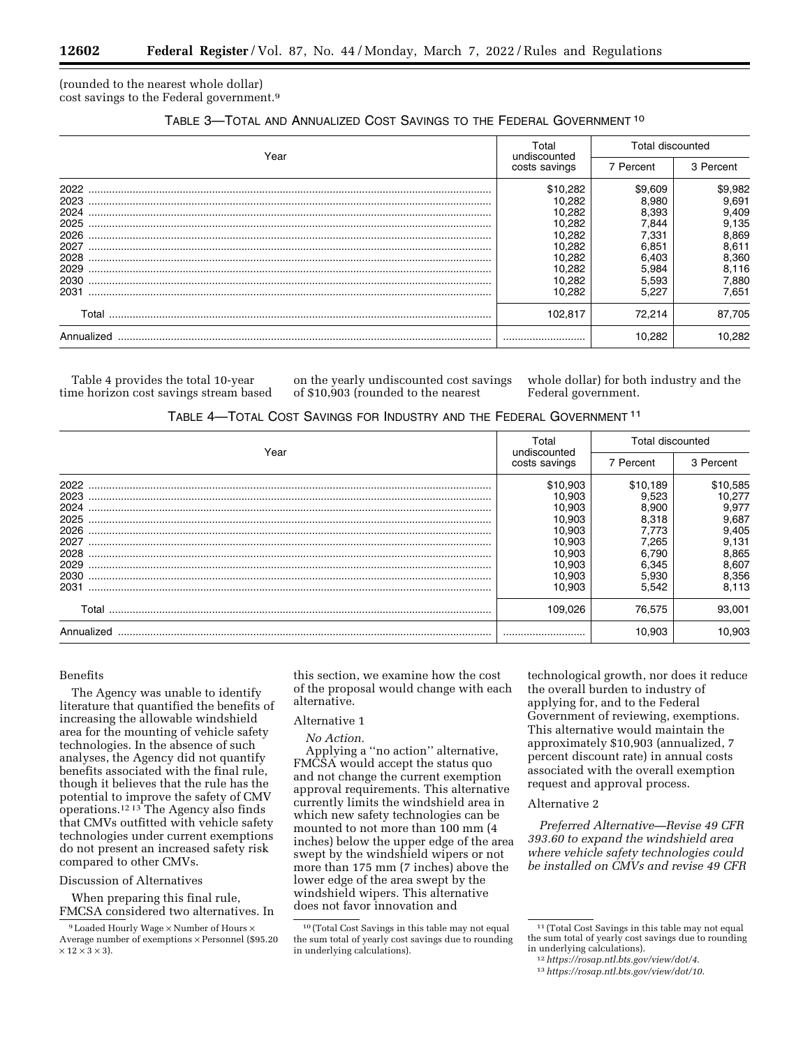(rounded to the nearest whole dollar) cost savings to the Federal government.[9]

TABLE 3—TOTAL AND ANNUALIZED COST SAVINGS TO THE FEDERAL GOVERNMENT [10]

| Year | Total undiscounted costs savings | Total discounted | |
|---|---|---|---|
| | | 7 Percent | 3 Percent |
| 2022 | $10,282 | $9,609 | $9,982 |
| 2023 | 10,282 | 8,980 | 9,691 |
| 2024 | 10,282 | 8,393 | 9,409 |
| 2025 | 10,282 | 7,844 | 9,135 |
| 2026 | 10,282 | 7,331 | 8,869 |
| 2027 | 10,282 | 6,851 | 8,611 |
| 2028 | 10,282 | 6,403 | 8,360 |
| 2029 | 10,282 | 5,984 | 8,116 |
| 2030 | 10,282 | 5,593 | 7,880 |
| 2031 | 10,282 | 5,227 | 7,651 |
| Total | 102,817 | 72,214 | 87,705 |
| Annualized | | 10,282 | 10,282 |

Table 4 provides the total 10-year time horizon cost savings stream based on the yearly undiscounted cost savings of $10,903 (rounded to the nearest whole dollar) for both industry and the Federal government.

TABLE 4—TOTAL COST SAVINGS FOR INDUSTRY AND THE FEDERAL GOVERNMENT [11]

| Year | Total undiscounted costs savings | Total discounted | |
|---|---|---|---|
| | | 7 Percent | 3 Percent |
| 2022 | $10,903 | $10,189 | $10,585 |
| 2023 | 10,903 | 9,523 | 10,277 |
| 2024 | 10,903 | 8,900 | 9,977 |
| 2025 | 10,903 | 8,318 | 9,687 |
| 2026 | 10,903 | 7,773 | 9,405 |
| 2027 | 10,903 | 7,265 | 9,131 |
| 2028 | 10,903 | 6,790 | 8,865 |
| 2029 | 10,903 | 6,345 | 8,607 |
| 2030 | 10,903 | 5,930 | 8,356 |
| 2031 | 10,903 | 5,542 | 8,113 |
| Total | 109,026 | 76,575 | 93,001 |
| Annualized | | 10,903 | 10,903 |

Benefits

The Agency was unable to identify literature that quantified the benefits of increasing the allowable windshield area for the mounting of vehicle safety technologies. In the absence of such analyses, the Agency did not quantify benefits associated with the final rule, though it believes that the rule has the potential to improve the safety of CMV operations.[12,13] The Agency also finds that CMVs outfitted with vehicle safety technologies under current exemptions do not present an increased safety risk compared to other CMVs.

Discussion of Alternatives

When preparing this final rule, FMCSA considered two alternatives. In this section, we examine how the cost of the proposal would change with each alternative.

Alternative 1

*No Action.*

Applying a ''no action'' alternative, FMCSA would accept the status quo and not change the current exemption approval requirements. This alternative currently limits the windshield area in which new safety technologies can be mounted to not more than 100 mm (4 inches) below the upper edge of the area swept by the windshield wipers or not more than 175 mm (7 inches) above the lower edge of the area swept by the windshield wipers. This alternative does not favor innovation and technological growth, nor does it reduce the overall burden to industry of applying for, and to the Federal Government of reviewing, exemptions. This alternative would maintain the approximately $10,903 (annualized, 7 percent discount rate) in annual costs associated with the overall exemption request and approval process.

Alternative 2

*Preferred Alternative—Revise 49 CFR 393.60 to expand the windshield area where vehicle safety technologies could be installed on CMVs and revise 49 CFR*

[9] Loaded Hourly Wage × Number of Hours × Average number of exemptions × Personnel ($95.20 × 12 × 3 × 3).

[10] (Total Cost Savings in this table may not equal the sum total of yearly cost savings due to rounding in underlying calculations).

[11] (Total Cost Savings in this table may not equal the sum total of yearly cost savings due to rounding in underlying calculations).

[12] *https://rosap.ntl.bts.gov/view/dot/4.*

[13] *https://rosap.ntl.bts.gov/view/dot/10.*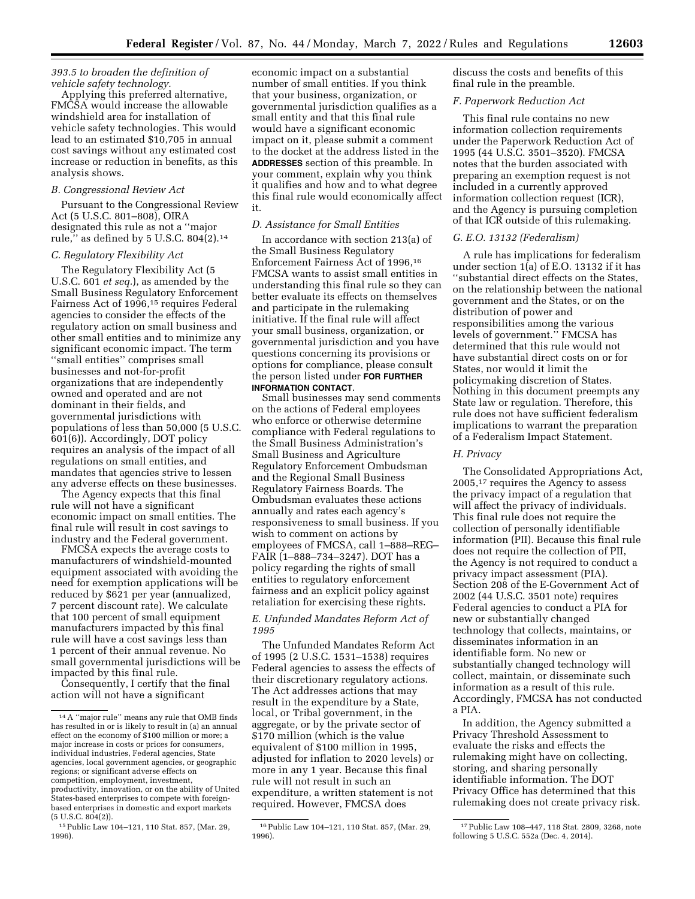*393.5 to broaden the definition of vehicle safety technology.*

Applying this preferred alternative, FMCSA would increase the allowable windshield area for installation of vehicle safety technologies. This would lead to an estimated $10,705 in annual cost savings without any estimated cost increase or reduction in benefits, as this analysis shows.

### *B. Congressional Review Act*

Pursuant to the Congressional Review Act (5 U.S.C. 801–808), OIRA designated this rule as not a ''major rule,'' as defined by 5 U.S.C. 804(2).[14]

### *C. Regulatory Flexibility Act*

The Regulatory Flexibility Act (5 U.S.C. 601 *et seq.*), as amended by the Small Business Regulatory Enforcement Fairness Act of 1996,[15] requires Federal agencies to consider the effects of the regulatory action on small business and other small entities and to minimize any significant economic impact. The term ''small entities'' comprises small businesses and not-for-profit organizations that are independently owned and operated and are not dominant in their fields, and governmental jurisdictions with populations of less than 50,000 (5 U.S.C. 601(6)). Accordingly, DOT policy requires an analysis of the impact of all regulations on small entities, and mandates that agencies strive to lessen any adverse effects on these businesses.

The Agency expects that this final rule will not have a significant economic impact on small entities. The final rule will result in cost savings to industry and the Federal government.

FMCSA expects the average costs to manufacturers of windshield-mounted equipment associated with avoiding the need for exemption applications will be reduced by $621 per year (annualized, 7 percent discount rate). We calculate that 100 percent of small equipment manufacturers impacted by this final rule will have a cost savings less than 1 percent of their annual revenue. No small governmental jurisdictions will be impacted by this final rule.

Consequently, I certify that the final action will not have a significant economic impact on a substantial number of small entities. If you think that your business, organization, or governmental jurisdiction qualifies as a small entity and that this final rule would have a significant economic impact on it, please submit a comment to the docket at the address listed in the **ADDRESSES** section of this preamble. In your comment, explain why you think it qualifies and how and to what degree this final rule would economically affect it.

### *D. Assistance for Small Entities*

In accordance with section 213(a) of the Small Business Regulatory Enforcement Fairness Act of 1996,[16] FMCSA wants to assist small entities in understanding this final rule so they can better evaluate its effects on themselves and participate in the rulemaking initiative. If the final rule will affect your small business, organization, or governmental jurisdiction and you have questions concerning its provisions or options for compliance, please consult the person listed under **FOR FURTHER INFORMATION CONTACT**.

Small businesses may send comments on the actions of Federal employees who enforce or otherwise determine compliance with Federal regulations to the Small Business Administration's Small Business and Agriculture Regulatory Enforcement Ombudsman and the Regional Small Business Regulatory Fairness Boards. The Ombudsman evaluates these actions annually and rates each agency's responsiveness to small business. If you wish to comment on actions by employees of FMCSA, call 1–888–REG–FAIR (1–888–734–3247). DOT has a policy regarding the rights of small entities to regulatory enforcement fairness and an explicit policy against retaliation for exercising these rights.

### *E. Unfunded Mandates Reform Act of 1995*

The Unfunded Mandates Reform Act of 1995 (2 U.S.C. 1531–1538) requires Federal agencies to assess the effects of their discretionary regulatory actions. The Act addresses actions that may result in the expenditure by a State, local, or Tribal government, in the aggregate, or by the private sector of $170 million (which is the value equivalent of $100 million in 1995, adjusted for inflation to 2020 levels) or more in any 1 year. Because this final rule will not result in such an expenditure, a written statement is not required. However, FMCSA does discuss the costs and benefits of this final rule in the preamble.

### *F. Paperwork Reduction Act*

This final rule contains no new information collection requirements under the Paperwork Reduction Act of 1995 (44 U.S.C. 3501–3520). FMCSA notes that the burden associated with preparing an exemption request is not included in a currently approved information collection request (ICR), and the Agency is pursuing completion of that ICR outside of this rulemaking.

### *G. E.O. 13132 (Federalism)*

A rule has implications for federalism under section 1(a) of E.O. 13132 if it has ''substantial direct effects on the States, on the relationship between the national government and the States, or on the distribution of power and responsibilities among the various levels of government.'' FMCSA has determined that this rule would not have substantial direct costs on or for States, nor would it limit the policymaking discretion of States. Nothing in this document preempts any State law or regulation. Therefore, this rule does not have sufficient federalism implications to warrant the preparation of a Federalism Impact Statement.

### *H. Privacy*

The Consolidated Appropriations Act, 2005,[17] requires the Agency to assess the privacy impact of a regulation that will affect the privacy of individuals. This final rule does not require the collection of personally identifiable information (PII). Because this final rule does not require the collection of PII, the Agency is not required to conduct a privacy impact assessment (PIA). Section 208 of the E-Government Act of 2002 (44 U.S.C. 3501 note) requires Federal agencies to conduct a PIA for new or substantially changed technology that collects, maintains, or disseminates information in an identifiable form. No new or substantially changed technology will collect, maintain, or disseminate such information as a result of this rule. Accordingly, FMCSA has not conducted a PIA.

In addition, the Agency submitted a Privacy Threshold Assessment to evaluate the risks and effects the rulemaking might have on collecting, storing, and sharing personally identifiable information. The DOT Privacy Office has determined that this rulemaking does not create privacy risk.

---

[14] A ''major rule'' means any rule that OMB finds has resulted in or is likely to result in (a) an annual effect on the economy of $100 million or more; a major increase in costs or prices for consumers, individual industries, Federal agencies, State agencies, local government agencies, or geographic regions; or significant adverse effects on competition, employment, investment, productivity, innovation, or on the ability of United States-based enterprises to compete with foreign-based enterprises in domestic and export markets (5 U.S.C. 804(2)).

[15] Public Law 104–121, 110 Stat. 857, (Mar. 29, 1996).

[16] Public Law 104–121, 110 Stat. 857, (Mar. 29, 1996).

[17] Public Law 108–447, 118 Stat. 2809, 3268, note following 5 U.S.C. 552a (Dec. 4, 2014).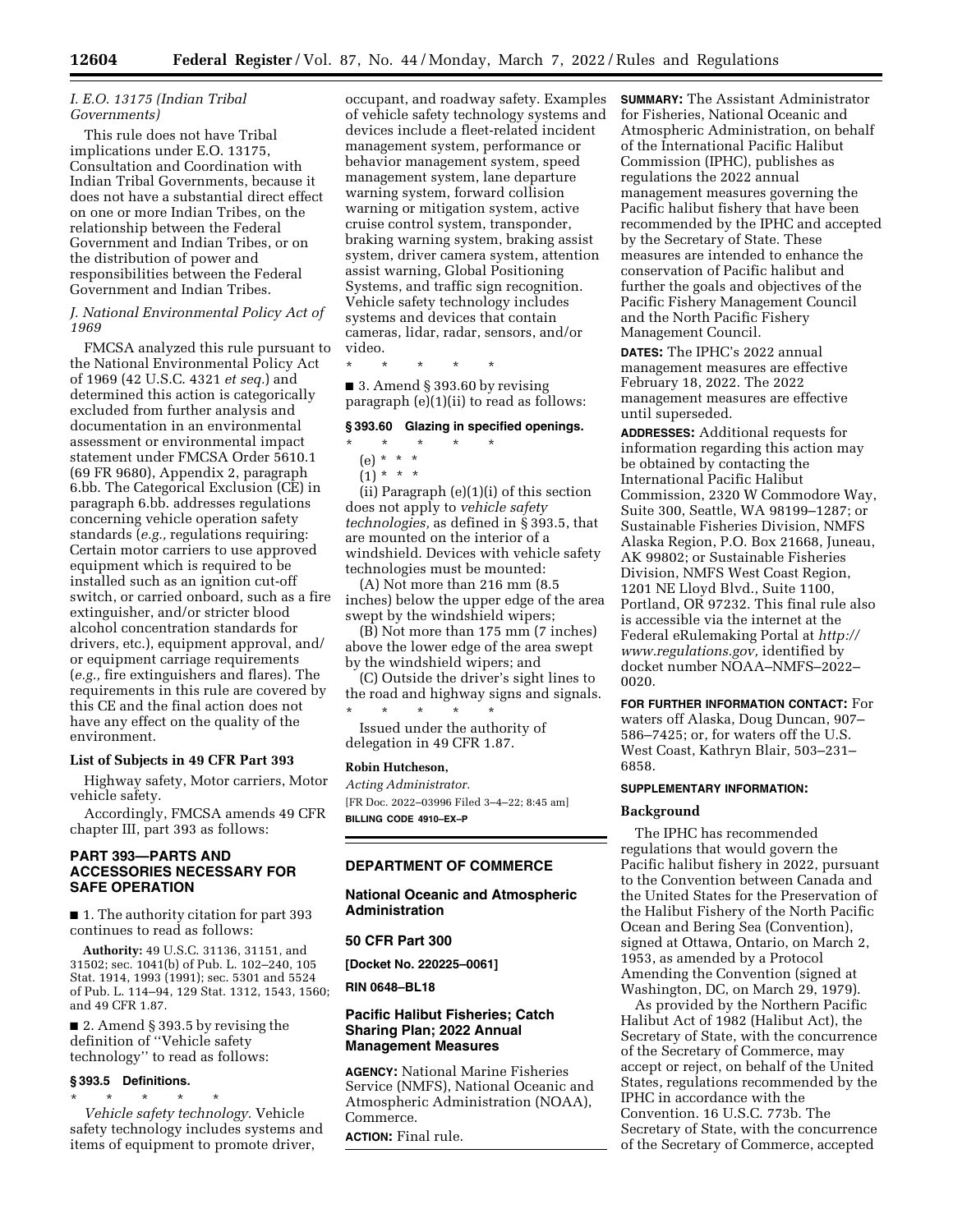### *I. E.O. 13175 (Indian Tribal Governments)*

This rule does not have Tribal implications under E.O. 13175, Consultation and Coordination with Indian Tribal Governments, because it does not have a substantial direct effect on one or more Indian Tribes, on the relationship between the Federal Government and Indian Tribes, or on the distribution of power and responsibilities between the Federal Government and Indian Tribes.

### *J. National Environmental Policy Act of 1969*

FMCSA analyzed this rule pursuant to the National Environmental Policy Act of 1969 (42 U.S.C. 4321 *et seq.*) and determined this action is categorically excluded from further analysis and documentation in an environmental assessment or environmental impact statement under FMCSA Order 5610.1 (69 FR 9680), Appendix 2, paragraph 6.bb. The Categorical Exclusion (CE) in paragraph 6.bb. addresses regulations concerning vehicle operation safety standards (*e.g.,* regulations requiring: Certain motor carriers to use approved equipment which is required to be installed such as an ignition cut-off switch, or carried onboard, such as a fire extinguisher, and/or stricter blood alcohol concentration standards for drivers, etc.), equipment approval, and/or equipment carriage requirements (*e.g.,* fire extinguishers and flares). The requirements in this rule are covered by this CE and the final action does not have any effect on the quality of the environment.

**List of Subjects in 49 CFR Part 393**

Highway safety, Motor carriers, Motor vehicle safety.

Accordingly, FMCSA amends 49 CFR chapter III, part 393 as follows:

## PART 393—PARTS AND ACCESSORIES NECESSARY FOR SAFE OPERATION

■ 1. The authority citation for part 393 continues to read as follows:

**Authority:** 49 U.S.C. 31136, 31151, and 31502; sec. 1041(b) of Pub. L. 102–240, 105 Stat. 1914, 1993 (1991); sec. 5301 and 5524 of Pub. L. 114–94, 129 Stat. 1312, 1543, 1560; and 49 CFR 1.87.

■ 2. Amend § 393.5 by revising the definition of ''Vehicle safety technology'' to read as follows:

**§ 393.5 Definitions.**

\* \* \* \* \*

*Vehicle safety technology.* Vehicle safety technology includes systems and items of equipment to promote driver, occupant, and roadway safety. Examples of vehicle safety technology systems and devices include a fleet-related incident management system, performance or behavior management system, speed management system, lane departure warning system, forward collision warning or mitigation system, active cruise control system, transponder, braking warning system, braking assist system, driver camera system, attention assist warning, Global Positioning Systems, and traffic sign recognition. Vehicle safety technology includes systems and devices that contain cameras, lidar, radar, sensors, and/or video.

\* \* \* \* \*

■ 3. Amend § 393.60 by revising paragraph (e)(1)(ii) to read as follows:

**§ 393.60 Glazing in specified openings.**

\* \* \* \* \*

(e) \* \* \*

(1) \* \* \*

(ii) Paragraph (e)(1)(i) of this section does not apply to *vehicle safety technologies,* as defined in § 393.5, that are mounted on the interior of a windshield. Devices with vehicle safety technologies must be mounted:

(A) Not more than 216 mm (8.5 inches) below the upper edge of the area swept by the windshield wipers;

(B) Not more than 175 mm (7 inches) above the lower edge of the area swept by the windshield wipers; and

(C) Outside the driver's sight lines to the road and highway signs and signals.

\* \* \* \* \*

Issued under the authority of delegation in 49 CFR 1.87.

**Robin Hutcheson,**

*Acting Administrator.*

[FR Doc. 2022–03996 Filed 3–4–22; 8:45 am]

**BILLING CODE 4910–EX–P**

---

## DEPARTMENT OF COMMERCE

### National Oceanic and Atmospheric Administration

### 50 CFR Part 300

**[Docket No. 220225–0061]**

**RIN 0648–BL18**

### Pacific Halibut Fisheries; Catch Sharing Plan; 2022 Annual Management Measures

**AGENCY:** National Marine Fisheries Service (NMFS), National Oceanic and Atmospheric Administration (NOAA), Commerce.

**ACTION:** Final rule.

**SUMMARY:** The Assistant Administrator for Fisheries, National Oceanic and Atmospheric Administration, on behalf of the International Pacific Halibut Commission (IPHC), publishes as regulations the 2022 annual management measures governing the Pacific halibut fishery that have been recommended by the IPHC and accepted by the Secretary of State. These measures are intended to enhance the conservation of Pacific halibut and further the goals and objectives of the Pacific Fishery Management Council and the North Pacific Fishery Management Council.

**DATES:** The IPHC's 2022 annual management measures are effective February 18, 2022. The 2022 management measures are effective until superseded.

**ADDRESSES:** Additional requests for information regarding this action may be obtained by contacting the International Pacific Halibut Commission, 2320 W Commodore Way, Suite 300, Seattle, WA 98199–1287; or Sustainable Fisheries Division, NMFS Alaska Region, P.O. Box 21668, Juneau, AK 99802; or Sustainable Fisheries Division, NMFS West Coast Region, 1201 NE Lloyd Blvd., Suite 1100, Portland, OR 97232. This final rule also is accessible via the internet at the Federal eRulemaking Portal at *http://www.regulations.gov,* identified by docket number NOAA–NMFS–2022–0020.

**FOR FURTHER INFORMATION CONTACT:** For waters off Alaska, Doug Duncan, 907–586–7425; or, for waters off the U.S. West Coast, Kathryn Blair, 503–231–6858.

**SUPPLEMENTARY INFORMATION:**

**Background**

The IPHC has recommended regulations that would govern the Pacific halibut fishery in 2022, pursuant to the Convention between Canada and the United States for the Preservation of the Halibut Fishery of the North Pacific Ocean and Bering Sea (Convention), signed at Ottawa, Ontario, on March 2, 1953, as amended by a Protocol Amending the Convention (signed at Washington, DC, on March 29, 1979).

As provided by the Northern Pacific Halibut Act of 1982 (Halibut Act), the Secretary of State, with the concurrence of the Secretary of Commerce, may accept or reject, on behalf of the United States, regulations recommended by the IPHC in accordance with the Convention. 16 U.S.C. 773b. The Secretary of State, with the concurrence of the Secretary of Commerce, accepted